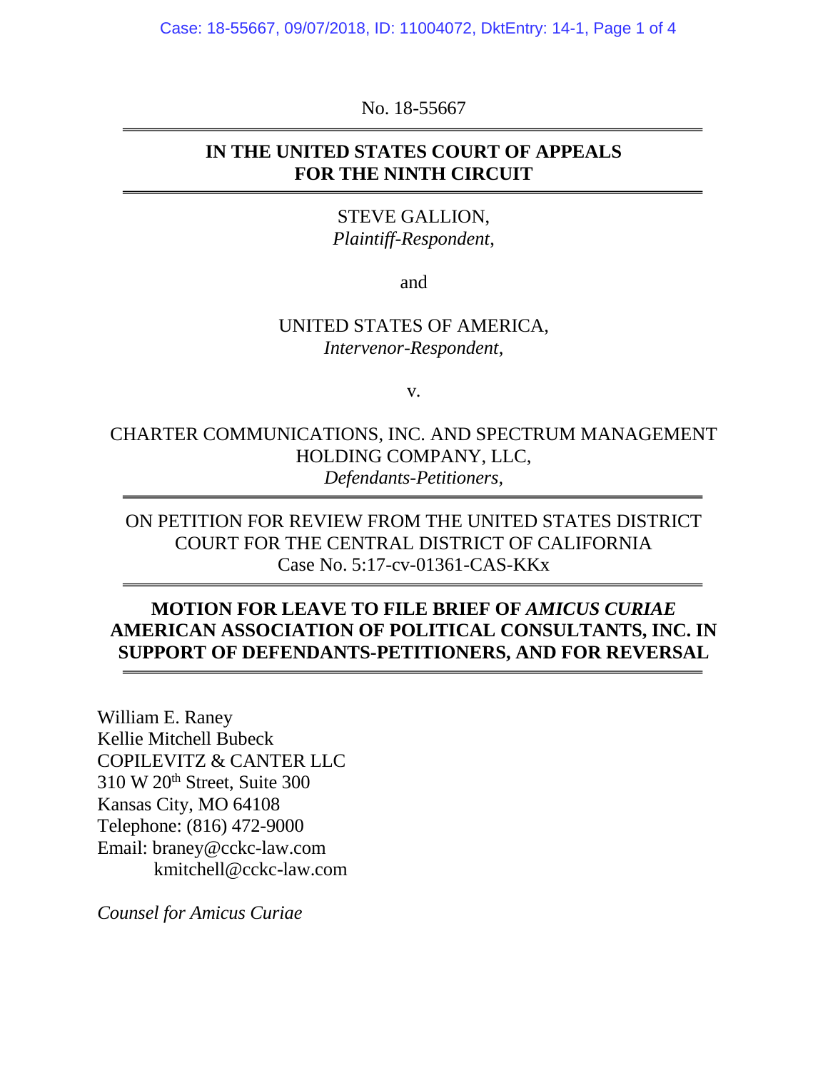No. 18-55667

**IN THE UNITED STATES COURT OF APPEALS**
**FOR THE NINTH CIRCUIT**

STEVE GALLION,
*Plaintiff-Respondent*,

and

UNITED STATES OF AMERICA,
*Intervenor-Respondent*,

v.

CHARTER COMMUNICATIONS, INC. AND SPECTRUM MANAGEMENT HOLDING COMPANY, LLC,
*Defendants-Petitioners,*

ON PETITION FOR REVIEW FROM THE UNITED STATES DISTRICT COURT FOR THE CENTRAL DISTRICT OF CALIFORNIA
Case No. 5:17-cv-01361-CAS-KKx

**MOTION FOR LEAVE TO FILE BRIEF OF *AMICUS CURIAE* AMERICAN ASSOCIATION OF POLITICAL CONSULTANTS, INC. IN SUPPORT OF DEFENDANTS-PETITIONERS, AND FOR REVERSAL**

William E. Raney
Kellie Mitchell Bubeck
COPILEVITZ & CANTER LLC
310 W 20th Street, Suite 300
Kansas City, MO 64108
Telephone: (816) 472-9000
Email: braney@cckc-law.com
kmitchell@cckc-law.com

*Counsel for Amicus Curiae*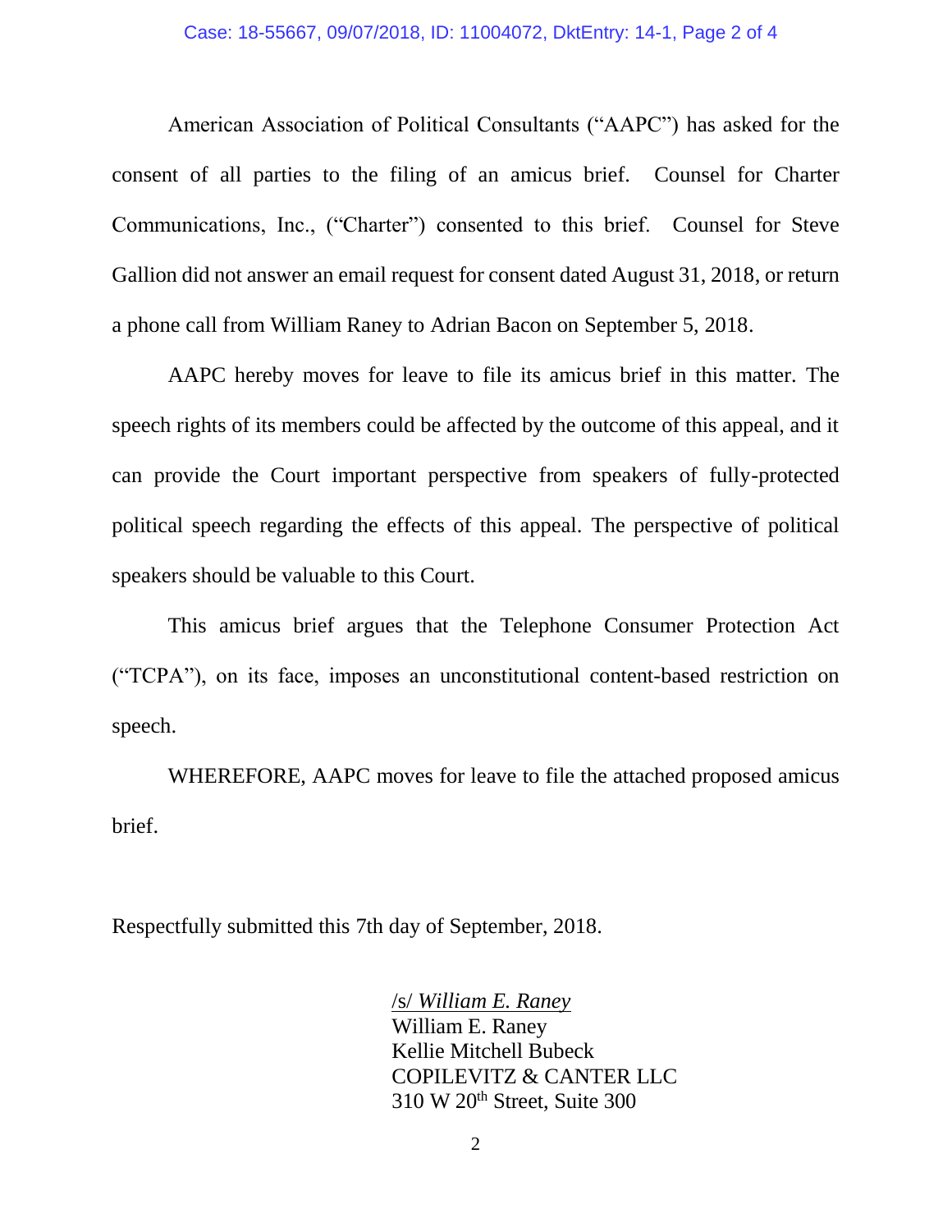American Association of Political Consultants ("AAPC") has asked for the consent of all parties to the filing of an amicus brief. Counsel for Charter Communications, Inc., ("Charter") consented to this brief. Counsel for Steve Gallion did not answer an email request for consent dated August 31, 2018, or return a phone call from William Raney to Adrian Bacon on September 5, 2018.

AAPC hereby moves for leave to file its amicus brief in this matter. The speech rights of its members could be affected by the outcome of this appeal, and it can provide the Court important perspective from speakers of fully-protected political speech regarding the effects of this appeal. The perspective of political speakers should be valuable to this Court.

This amicus brief argues that the Telephone Consumer Protection Act ("TCPA"), on its face, imposes an unconstitutional content-based restriction on speech.

WHEREFORE, AAPC moves for leave to file the attached proposed amicus brief.

Respectfully submitted this 7th day of September, 2018.

/s/ *William E. Raney*
William E. Raney
Kellie Mitchell Bubeck
COPILEVITZ & CANTER LLC
310 W 20th Street, Suite 300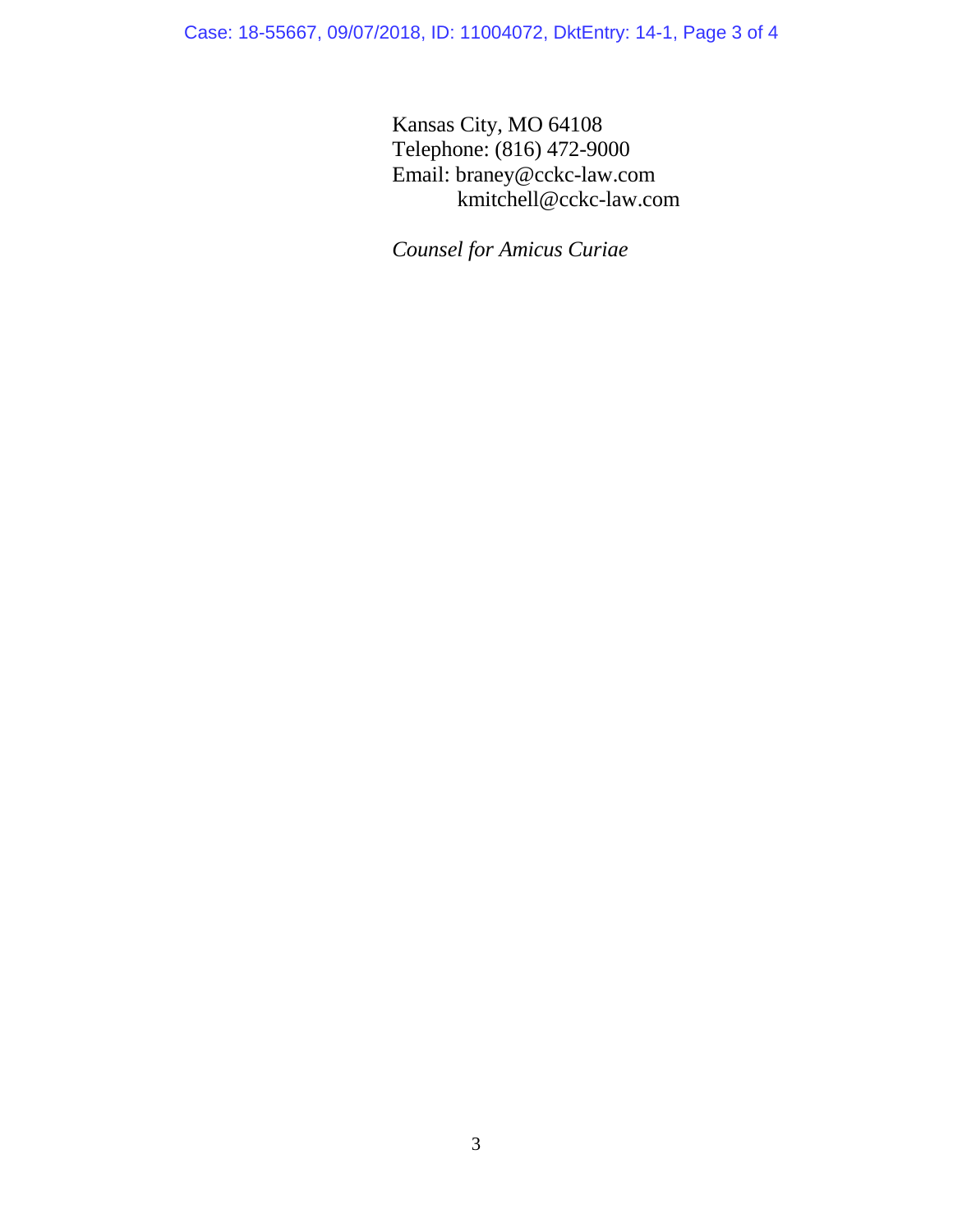Kansas City, MO 64108
Telephone: (816) 472-9000
Email: braney@cckc-law.com
kmitchell@cckc-law.com

*Counsel for Amicus Curiae*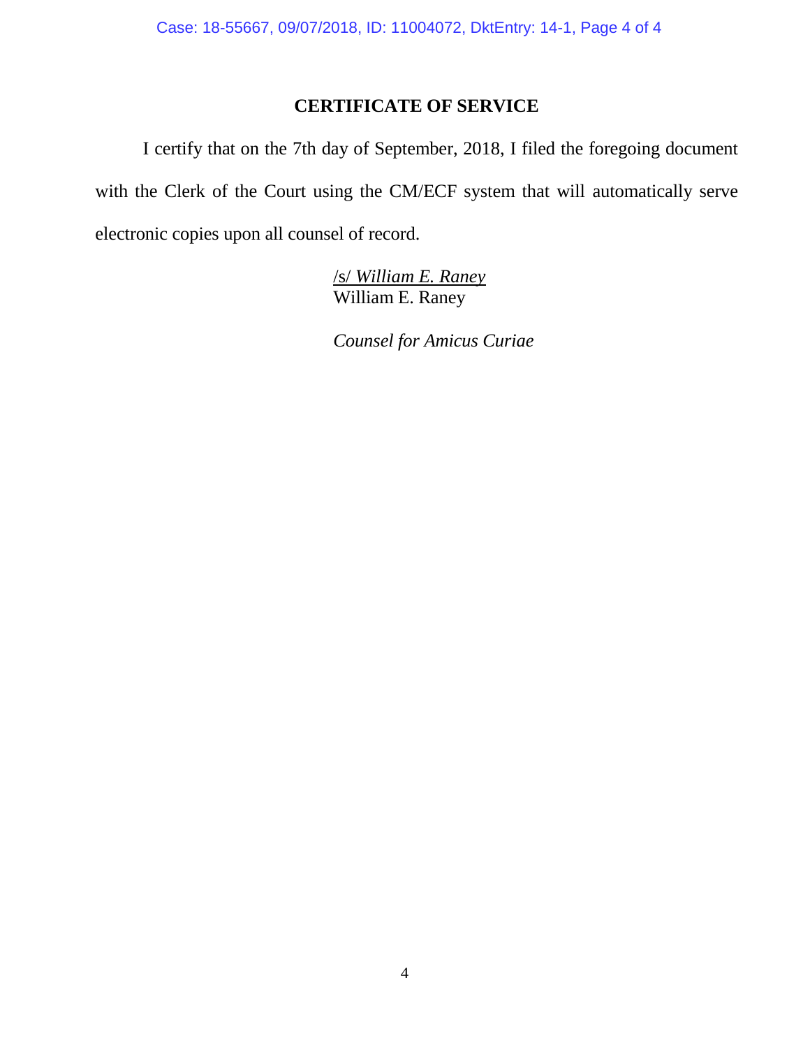## CERTIFICATE OF SERVICE

I certify that on the 7th day of September, 2018, I filed the foregoing document with the Clerk of the Court using the CM/ECF system that will automatically serve electronic copies upon all counsel of record.

/s/ *William E. Raney*
William E. Raney

*Counsel for Amicus Curiae*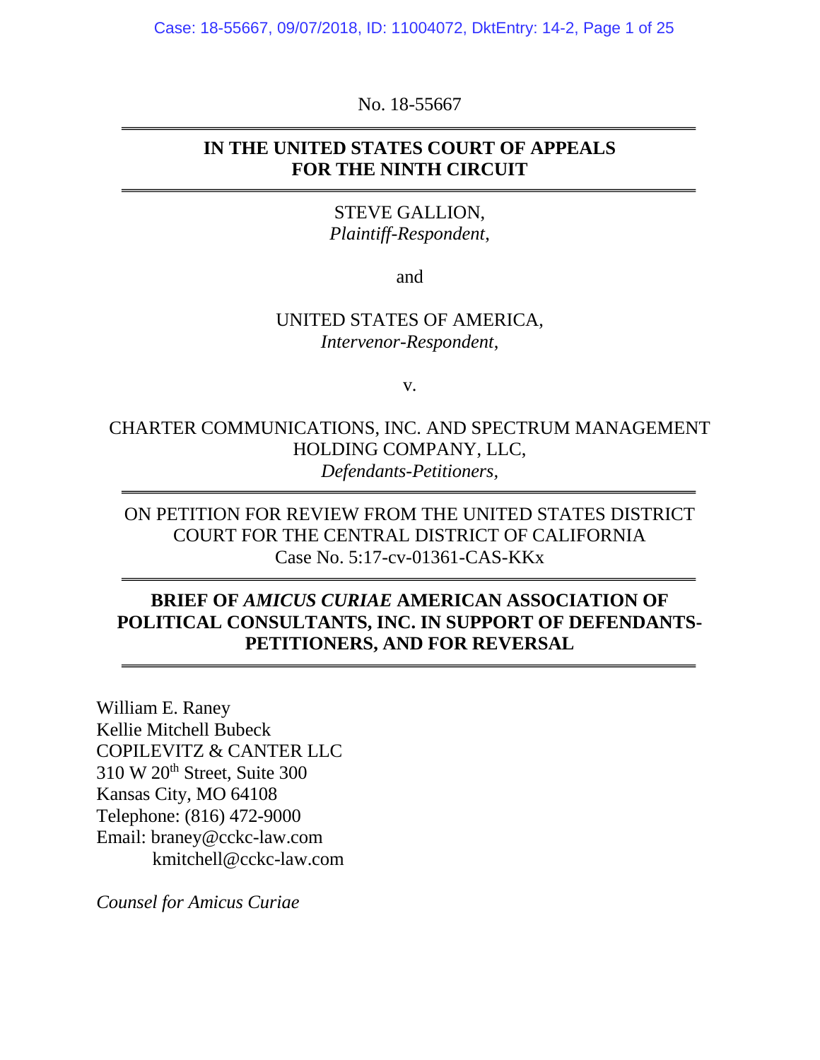No. 18-55667

---

**IN THE UNITED STATES COURT OF APPEALS FOR THE NINTH CIRCUIT**

---

STEVE GALLION,
*Plaintiff-Respondent*,

and

UNITED STATES OF AMERICA,
*Intervenor-Respondent*,

v.

CHARTER COMMUNICATIONS, INC. AND SPECTRUM MANAGEMENT HOLDING COMPANY, LLC,
*Defendants-Petitioners*,

---

ON PETITION FOR REVIEW FROM THE UNITED STATES DISTRICT COURT FOR THE CENTRAL DISTRICT OF CALIFORNIA
Case No. 5:17-cv-01361-CAS-KKx

---

**BRIEF OF *AMICUS CURIAE* AMERICAN ASSOCIATION OF POLITICAL CONSULTANTS, INC. IN SUPPORT OF DEFENDANTS-PETITIONERS, AND FOR REVERSAL**

---

William E. Raney
Kellie Mitchell Bubeck
COPILEVITZ & CANTER LLC
310 W 20th Street, Suite 300
Kansas City, MO 64108
Telephone: (816) 472-9000
Email: braney@cckc-law.com
kmitchell@cckc-law.com

*Counsel for Amicus Curiae*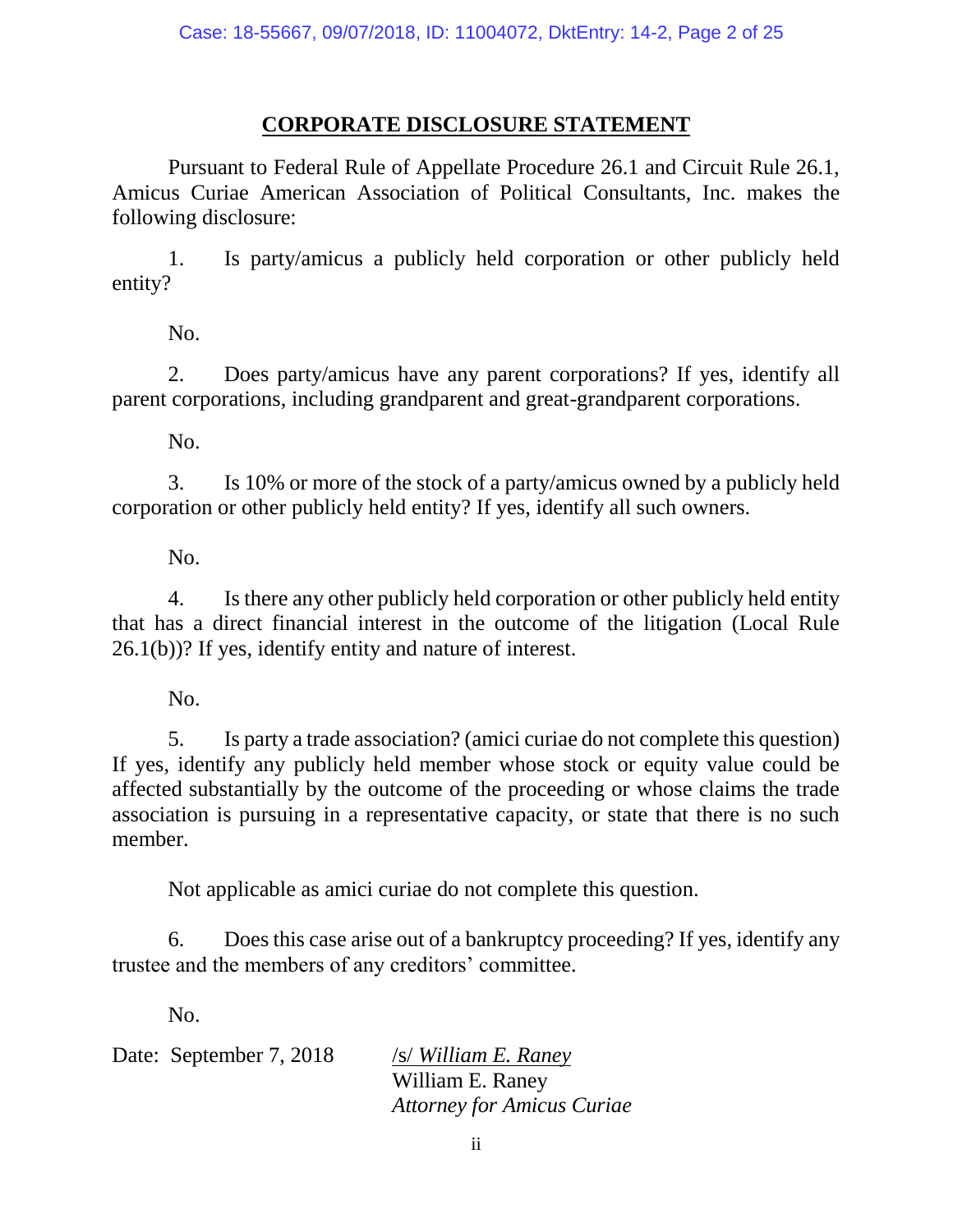# CORPORATE DISCLOSURE STATEMENT

Pursuant to Federal Rule of Appellate Procedure 26.1 and Circuit Rule 26.1, Amicus Curiae American Association of Political Consultants, Inc. makes the following disclosure:

1. Is party/amicus a publicly held corporation or other publicly held entity?

No.

2. Does party/amicus have any parent corporations? If yes, identify all parent corporations, including grandparent and great-grandparent corporations.

No.

3. Is 10% or more of the stock of a party/amicus owned by a publicly held corporation or other publicly held entity? If yes, identify all such owners.

No.

4. Is there any other publicly held corporation or other publicly held entity that has a direct financial interest in the outcome of the litigation (Local Rule 26.1(b))? If yes, identify entity and nature of interest.

No.

5. Is party a trade association? (amici curiae do not complete this question) If yes, identify any publicly held member whose stock or equity value could be affected substantially by the outcome of the proceeding or whose claims the trade association is pursuing in a representative capacity, or state that there is no such member.

Not applicable as amici curiae do not complete this question.

6. Does this case arise out of a bankruptcy proceeding? If yes, identify any trustee and the members of any creditors' committee.

No.

Date: September 7, 2018

/s/ *William E. Raney*
William E. Raney
*Attorney for Amicus Curiae*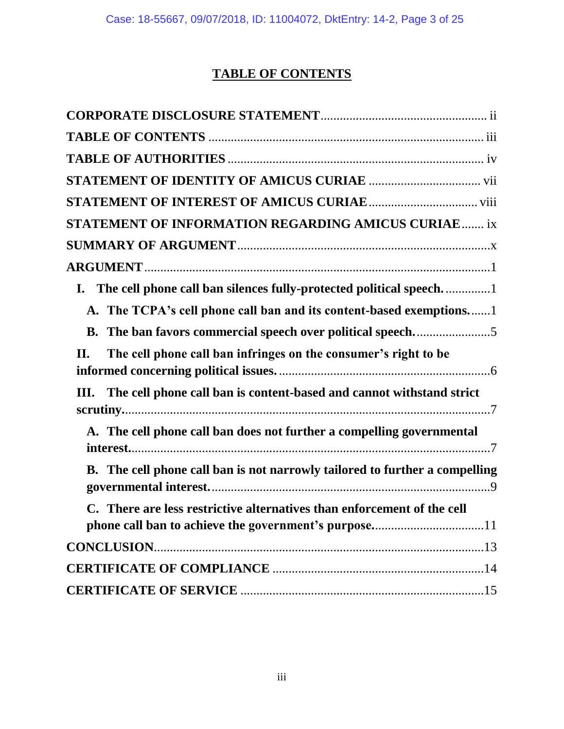# TABLE OF CONTENTS

**CORPORATE DISCLOSURE STATEMENT** .................................................... ii

**TABLE OF CONTENTS** ..................................................................................... iii

**TABLE OF AUTHORITIES** ................................................................................ iv

**STATEMENT OF IDENTITY OF AMICUS CURIAE** .................................... vii

**STATEMENT OF INTEREST OF AMICUS CURIAE** .................................. viii

**STATEMENT OF INFORMATION REGARDING AMICUS CURIAE** ....... ix

**SUMMARY OF ARGUMENT** ............................................................................... x

**ARGUMENT** ........................................................................................................... 1

- **I. The cell phone call ban silences fully-protected political speech.** .............. 1
  - **A. The TCPA's cell phone call ban and its content-based exemptions.** ....... 1
  - **B. The ban favors commercial speech over political speech.** ........................ 5
- **II. The cell phone call ban infringes on the consumer's right to be informed concerning political issues.** .................................................................. 6
- **III. The cell phone call ban is content-based and cannot withstand strict scrutiny.** ..................................................................................................... 7
  - **A. The cell phone call ban does not further a compelling governmental interest.** .................................................................................................. 7
  - **B. The cell phone call ban is not narrowly tailored to further a compelling governmental interest.** ........................................................................ 9
  - **C. There are less restrictive alternatives than enforcement of the cell phone call ban to achieve the government's purpose.** ................................... 11

**CONCLUSION** ..................................................................................................... 13

**CERTIFICATE OF COMPLIANCE** .................................................................. 14

**CERTIFICATE OF SERVICE** ............................................................................ 15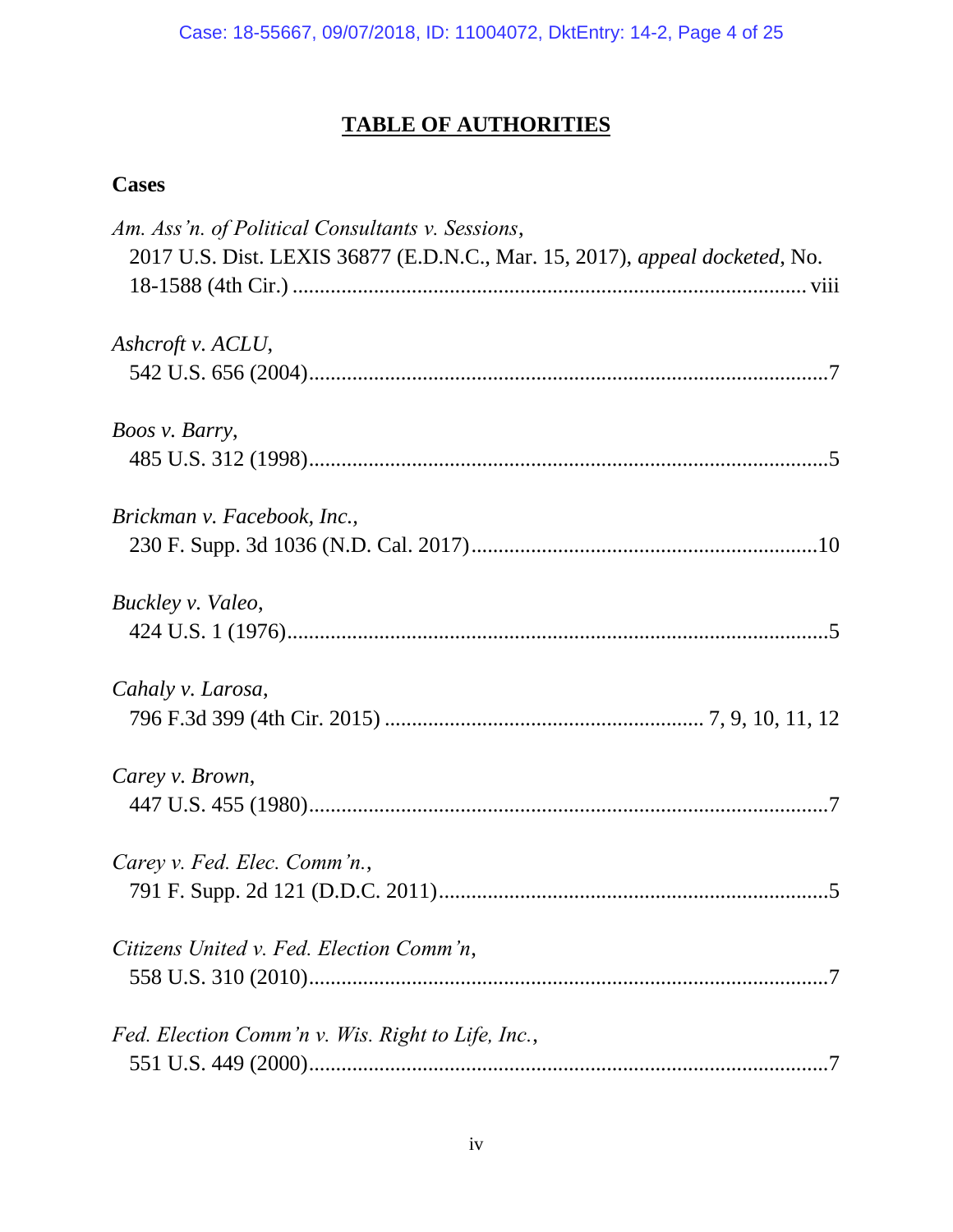# TABLE OF AUTHORITIES

## Cases

*Am. Ass'n. of Political Consultants v. Sessions*,
2017 U.S. Dist. LEXIS 36877 (E.D.N.C., Mar. 15, 2017), *appeal docketed*, No. 18-1588 (4th Cir.) ............................................................................................. viii

*Ashcroft v. ACLU*,
542 U.S. 656 (2004)...............................................................................................7

*Boos v. Barry*,
485 U.S. 312 (1998)...............................................................................................5

*Brickman v. Facebook, Inc.*,
230 F. Supp. 3d 1036 (N.D. Cal. 2017)................................................................10

*Buckley v. Valeo*,
424 U.S. 1 (1976)...................................................................................................5

*Cahaly v. Larosa*,
796 F.3d 399 (4th Cir. 2015) .......................................................... 7, 9, 10, 11, 12

*Carey v. Brown*,
447 U.S. 455 (1980)...............................................................................................7

*Carey v. Fed. Elec. Comm'n.*,
791 F. Supp. 2d 121 (D.D.C. 2011).......................................................................5

*Citizens United v. Fed. Election Comm'n*,
558 U.S. 310 (2010)...............................................................................................7

*Fed. Election Comm'n v. Wis. Right to Life, Inc.*,
551 U.S. 449 (2000)...............................................................................................7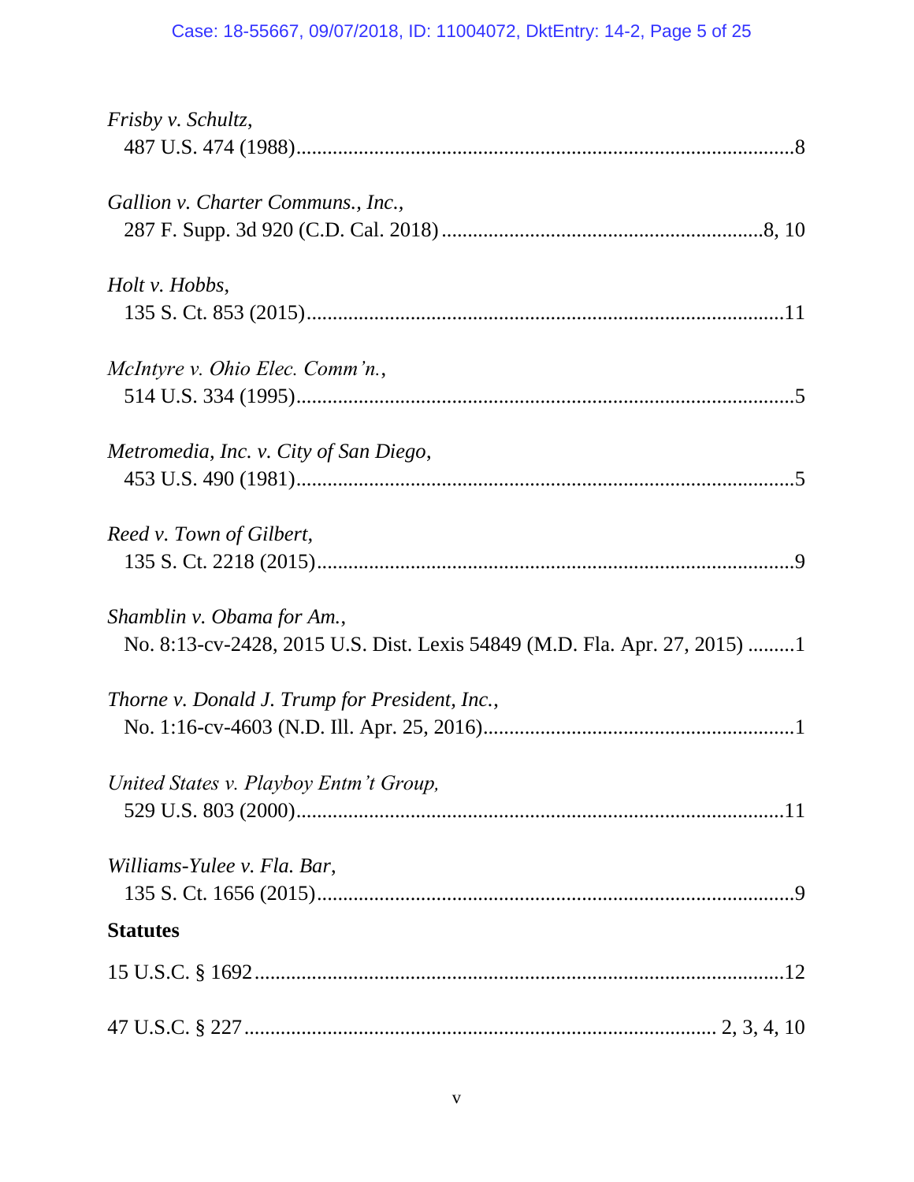*Frisby v. Schultz*,
487 U.S. 474 (1988) .......................................................................................... 8

*Gallion v. Charter Communs., Inc.*,
287 F. Supp. 3d 920 (C.D. Cal. 2018) ............................................................ 8, 10

*Holt v. Hobbs*,
135 S. Ct. 853 (2015) ........................................................................................ 11

*McIntyre v. Ohio Elec. Comm'n.*,
514 U.S. 334 (1995) .......................................................................................... 5

*Metromedia, Inc. v. City of San Diego*,
453 U.S. 490 (1981) .......................................................................................... 5

*Reed v. Town of Gilbert*,
135 S. Ct. 2218 (2015) ...................................................................................... 9

*Shamblin v. Obama for Am.*,
No. 8:13-cv-2428, 2015 U.S. Dist. Lexis 54849 (M.D. Fla. Apr. 27, 2015) ......... 1

*Thorne v. Donald J. Trump for President, Inc.*,
No. 1:16-cv-4603 (N.D. Ill. Apr. 25, 2016) .......................................................... 1

*United States v. Playboy Entm't Group,*
529 U.S. 803 (2000) .......................................................................................... 11

*Williams-Yulee v. Fla. Bar*,
135 S. Ct. 1656 (2015) ...................................................................................... 9

**Statutes**

15 U.S.C. § 1692 ................................................................................................ 12

47 U.S.C. § 227 ...................................................................................... 2, 3, 4, 10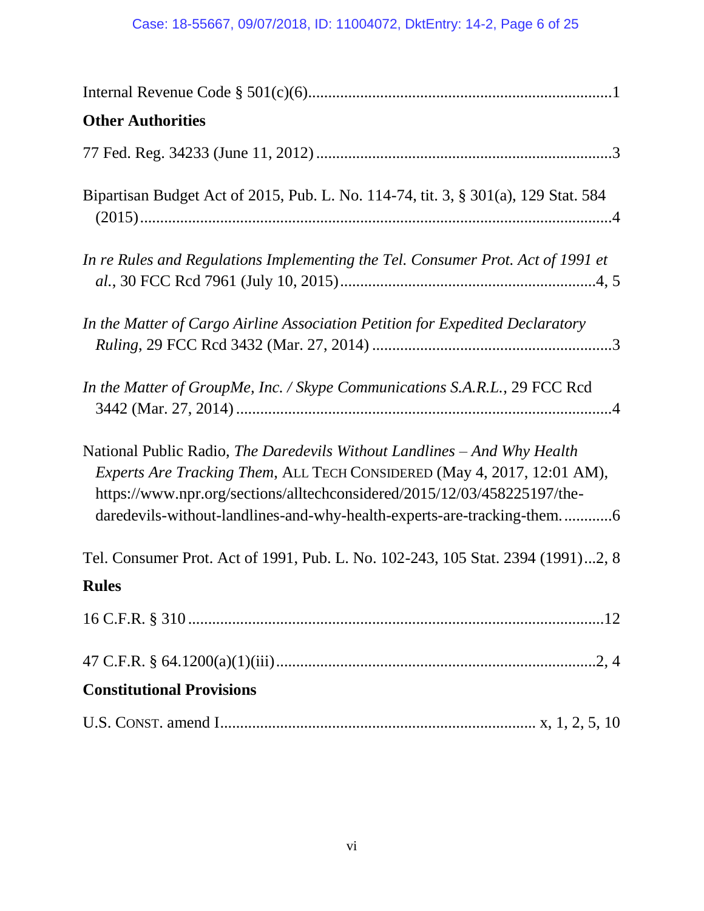Internal Revenue Code § 501(c)(6)..........................................................................1

**Other Authorities**

77 Fed. Reg. 34233 (June 11, 2012)........................................................................3

Bipartisan Budget Act of 2015, Pub. L. No. 114-74, tit. 3, § 301(a), 129 Stat. 584 (2015)....................................................................................................................4

*In re Rules and Regulations Implementing the Tel. Consumer Prot. Act of 1991 et al.*, 30 FCC Rcd 7961 (July 10, 2015)..............................................................4, 5

*In the Matter of Cargo Airline Association Petition for Expedited Declaratory Ruling*, 29 FCC Rcd 3432 (Mar. 27, 2014) ..........................................................3

*In the Matter of GroupMe, Inc. / Skype Communications S.A.R.L.*, 29 FCC Rcd 3442 (Mar. 27, 2014) ...........................................................................................4

National Public Radio, *The Daredevils Without Landlines – And Why Health Experts Are Tracking Them*, ALL TECH CONSIDERED (May 4, 2017, 12:01 AM), https://www.npr.org/sections/alltechconsidered/2015/12/03/458225197/the-daredevils-without-landlines-and-why-health-experts-are-tracking-them. ............6

Tel. Consumer Prot. Act of 1991, Pub. L. No. 102-243, 105 Stat. 2394 (1991)...2, 8

**Rules**

16 C.F.R. § 310 .......................................................................................................12

47 C.F.R. § 64.1200(a)(1)(iii)...............................................................................2, 4

**Constitutional Provisions**

U.S. CONST. amend I.............................................................................. x, 1, 2, 5, 10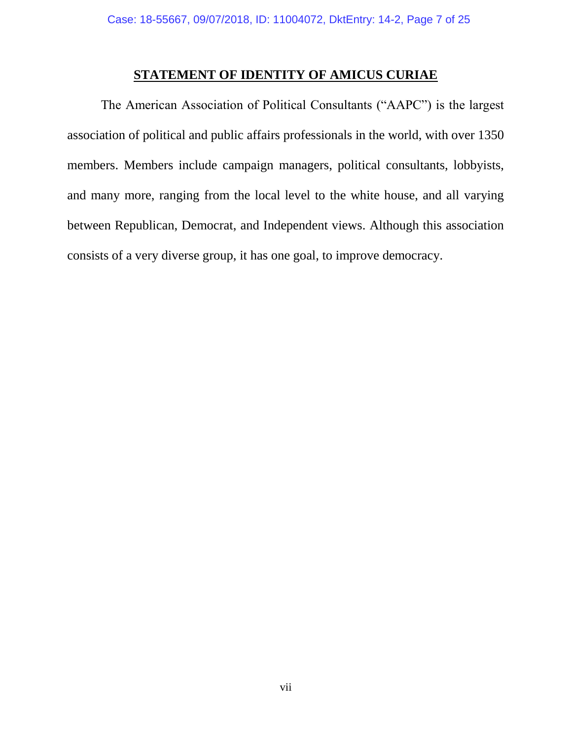## STATEMENT OF IDENTITY OF AMICUS CURIAE

The American Association of Political Consultants ("AAPC") is the largest association of political and public affairs professionals in the world, with over 1350 members. Members include campaign managers, political consultants, lobbyists, and many more, ranging from the local level to the white house, and all varying between Republican, Democrat, and Independent views. Although this association consists of a very diverse group, it has one goal, to improve democracy.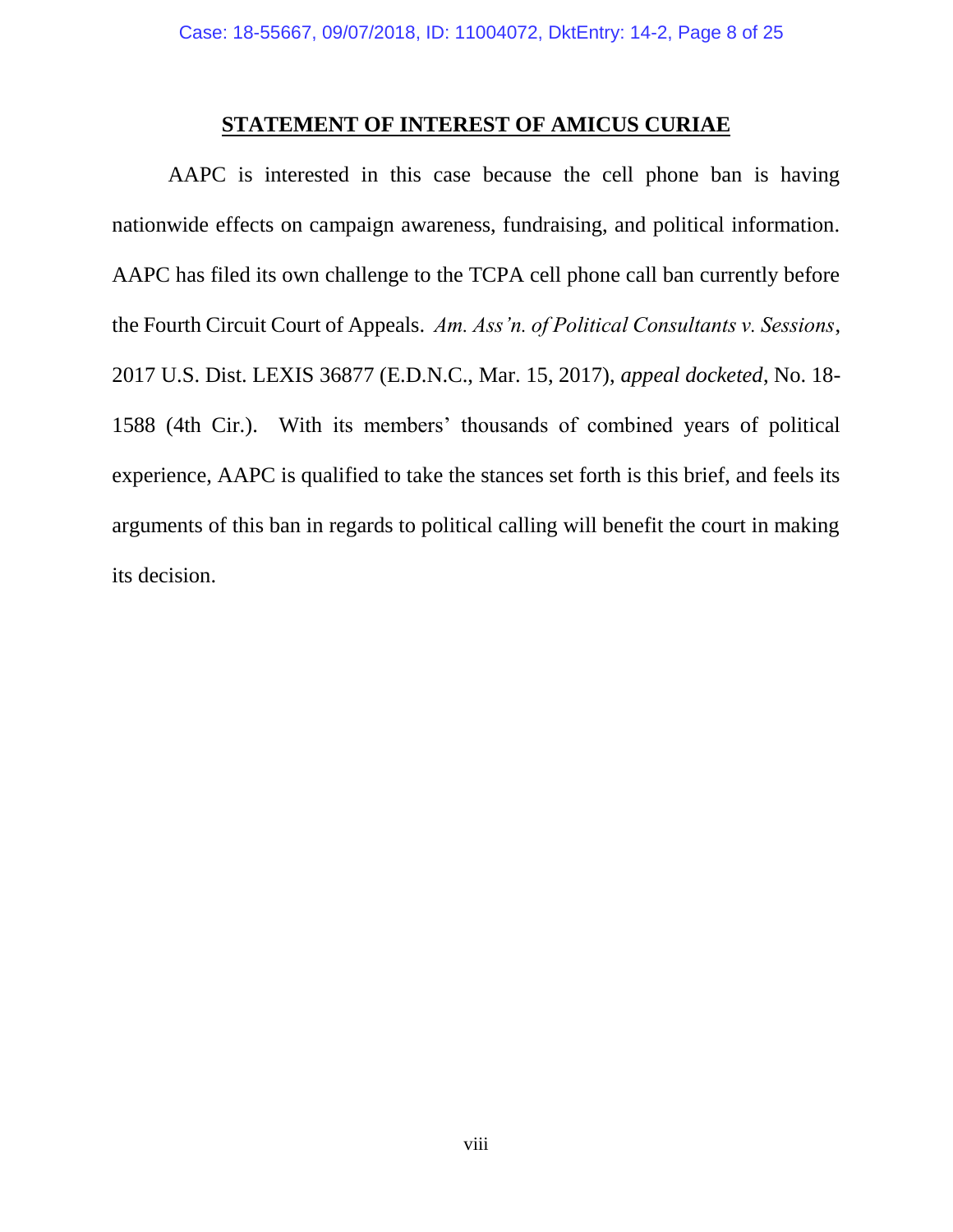## STATEMENT OF INTEREST OF AMICUS CURIAE

AAPC is interested in this case because the cell phone ban is having nationwide effects on campaign awareness, fundraising, and political information. AAPC has filed its own challenge to the TCPA cell phone call ban currently before the Fourth Circuit Court of Appeals. *Am. Ass'n. of Political Consultants v. Sessions*, 2017 U.S. Dist. LEXIS 36877 (E.D.N.C., Mar. 15, 2017), *appeal docketed*, No. 18-1588 (4th Cir.). With its members' thousands of combined years of political experience, AAPC is qualified to take the stances set forth is this brief, and feels its arguments of this ban in regards to political calling will benefit the court in making its decision.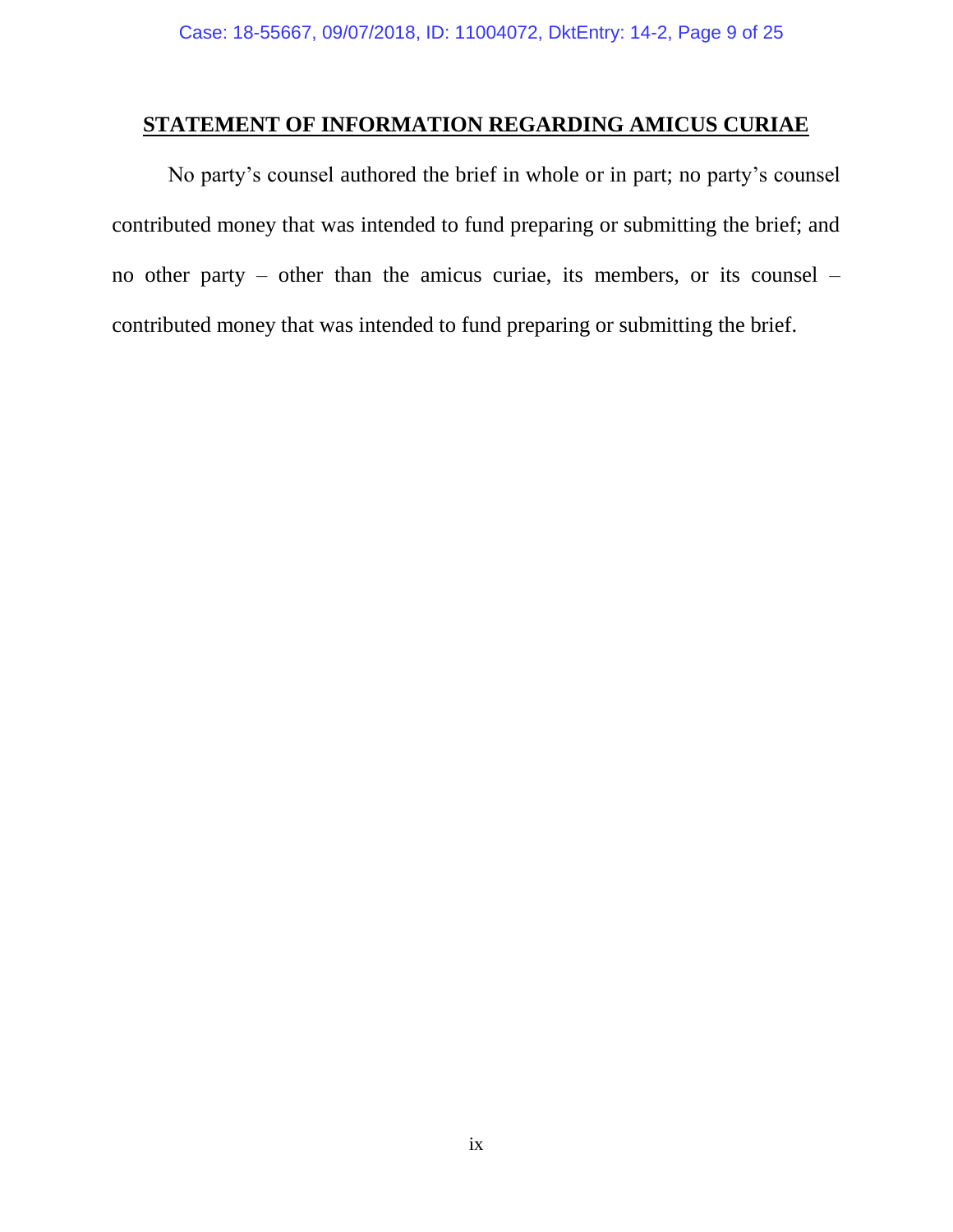## STATEMENT OF INFORMATION REGARDING AMICUS CURIAE

No party's counsel authored the brief in whole or in part; no party's counsel contributed money that was intended to fund preparing or submitting the brief; and no other party – other than the amicus curiae, its members, or its counsel – contributed money that was intended to fund preparing or submitting the brief.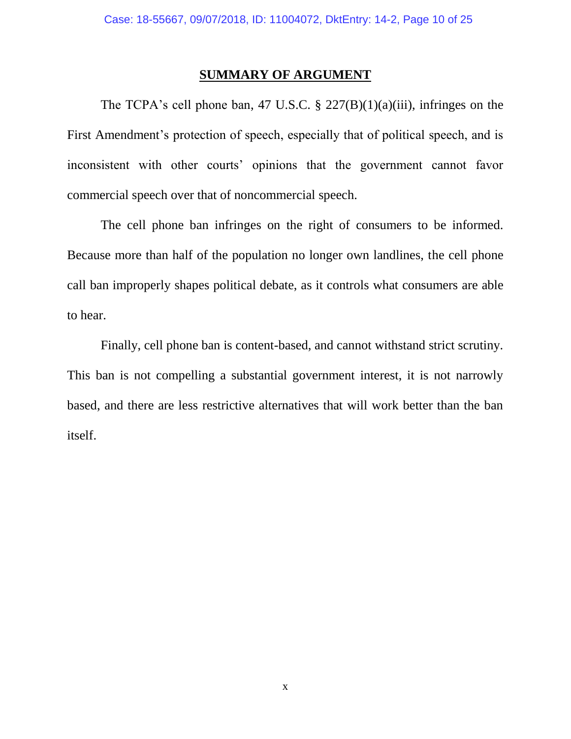## SUMMARY OF ARGUMENT

The TCPA's cell phone ban, 47 U.S.C. § 227(B)(1)(a)(iii), infringes on the First Amendment's protection of speech, especially that of political speech, and is inconsistent with other courts' opinions that the government cannot favor commercial speech over that of noncommercial speech.

The cell phone ban infringes on the right of consumers to be informed. Because more than half of the population no longer own landlines, the cell phone call ban improperly shapes political debate, as it controls what consumers are able to hear.

Finally, cell phone ban is content-based, and cannot withstand strict scrutiny. This ban is not compelling a substantial government interest, it is not narrowly based, and there are less restrictive alternatives that will work better than the ban itself.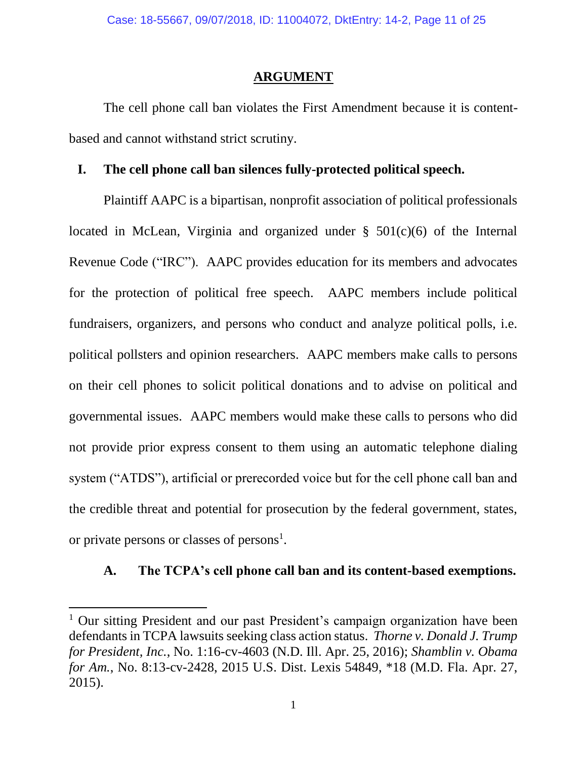## ARGUMENT

The cell phone call ban violates the First Amendment because it is content-based and cannot withstand strict scrutiny.

### I. The cell phone call ban silences fully-protected political speech.

Plaintiff AAPC is a bipartisan, nonprofit association of political professionals located in McLean, Virginia and organized under § 501(c)(6) of the Internal Revenue Code ("IRC"). AAPC provides education for its members and advocates for the protection of political free speech. AAPC members include political fundraisers, organizers, and persons who conduct and analyze political polls, i.e. political pollsters and opinion researchers. AAPC members make calls to persons on their cell phones to solicit political donations and to advise on political and governmental issues. AAPC members would make these calls to persons who did not provide prior express consent to them using an automatic telephone dialing system ("ATDS"), artificial or prerecorded voice but for the cell phone call ban and the credible threat and potential for prosecution by the federal government, states, or private persons or classes of persons[1].

#### A. The TCPA's cell phone call ban and its content-based exemptions.

---

[1] Our sitting President and our past President's campaign organization have been defendants in TCPA lawsuits seeking class action status. *Thorne v. Donald J. Trump for President, Inc.*, No. 1:16-cv-4603 (N.D. Ill. Apr. 25, 2016); *Shamblin v. Obama for Am.*, No. 8:13-cv-2428, 2015 U.S. Dist. Lexis 54849, *18 (M.D. Fla. Apr. 27, 2015).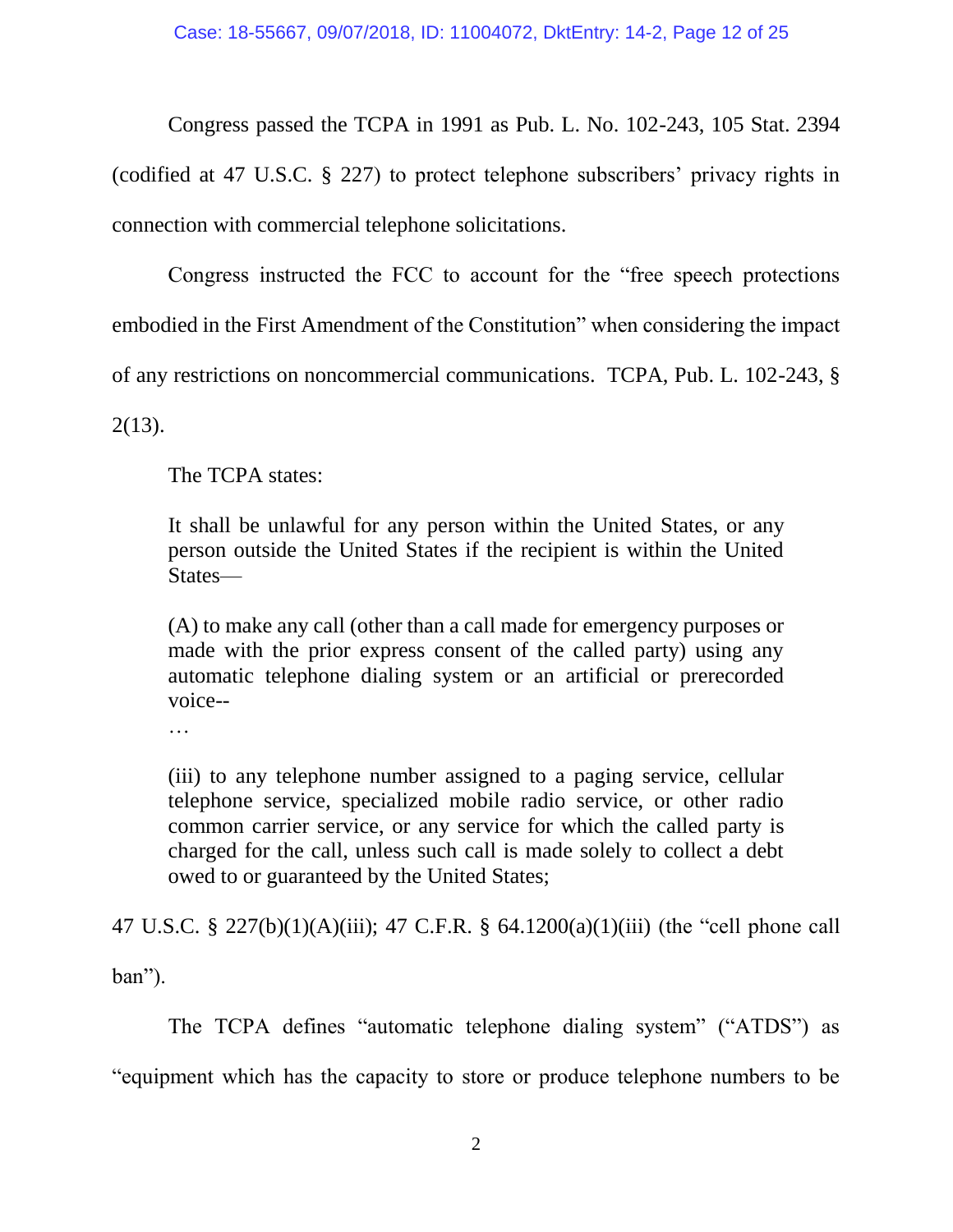Congress passed the TCPA in 1991 as Pub. L. No. 102-243, 105 Stat. 2394 (codified at 47 U.S.C. § 227) to protect telephone subscribers' privacy rights in connection with commercial telephone solicitations.

Congress instructed the FCC to account for the "free speech protections embodied in the First Amendment of the Constitution" when considering the impact of any restrictions on noncommercial communications. TCPA, Pub. L. 102-243, § 2(13).

The TCPA states:

> It shall be unlawful for any person within the United States, or any person outside the United States if the recipient is within the United States—
>
> (A) to make any call (other than a call made for emergency purposes or made with the prior express consent of the called party) using any automatic telephone dialing system or an artificial or prerecorded voice--
>
> …
>
> (iii) to any telephone number assigned to a paging service, cellular telephone service, specialized mobile radio service, or other radio common carrier service, or any service for which the called party is charged for the call, unless such call is made solely to collect a debt owed to or guaranteed by the United States;

47 U.S.C. § 227(b)(1)(A)(iii); 47 C.F.R. § 64.1200(a)(1)(iii) (the "cell phone call ban").

The TCPA defines "automatic telephone dialing system" ("ATDS") as "equipment which has the capacity to store or produce telephone numbers to be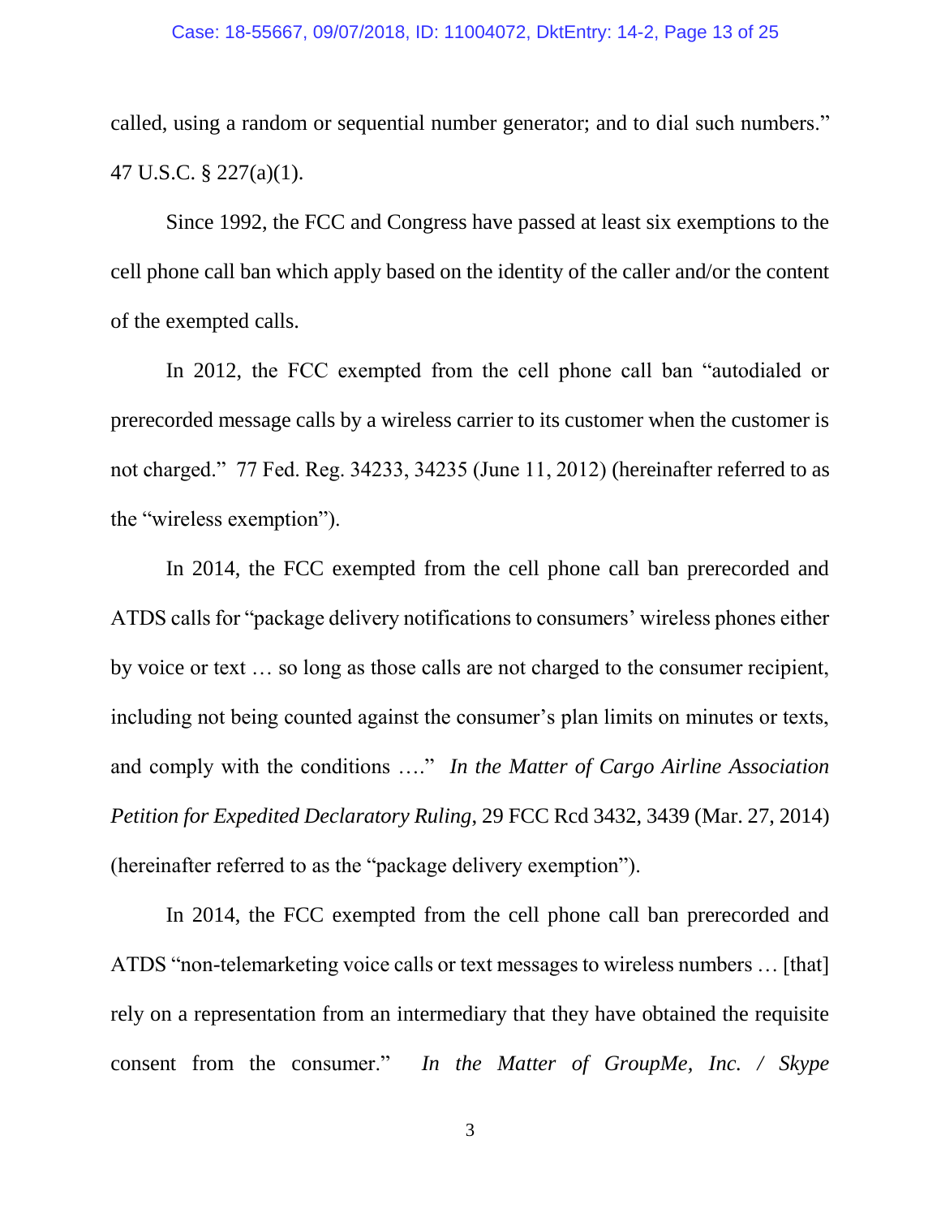called, using a random or sequential number generator; and to dial such numbers." 47 U.S.C. § 227(a)(1).

Since 1992, the FCC and Congress have passed at least six exemptions to the cell phone call ban which apply based on the identity of the caller and/or the content of the exempted calls.

In 2012, the FCC exempted from the cell phone call ban "autodialed or prerecorded message calls by a wireless carrier to its customer when the customer is not charged." 77 Fed. Reg. 34233, 34235 (June 11, 2012) (hereinafter referred to as the "wireless exemption").

In 2014, the FCC exempted from the cell phone call ban prerecorded and ATDS calls for "package delivery notifications to consumers' wireless phones either by voice or text … so long as those calls are not charged to the consumer recipient, including not being counted against the consumer's plan limits on minutes or texts, and comply with the conditions …." *In the Matter of Cargo Airline Association Petition for Expedited Declaratory Ruling*, 29 FCC Rcd 3432, 3439 (Mar. 27, 2014) (hereinafter referred to as the "package delivery exemption").

In 2014, the FCC exempted from the cell phone call ban prerecorded and ATDS "non-telemarketing voice calls or text messages to wireless numbers … [that] rely on a representation from an intermediary that they have obtained the requisite consent from the consumer." *In the Matter of GroupMe, Inc. / Skype*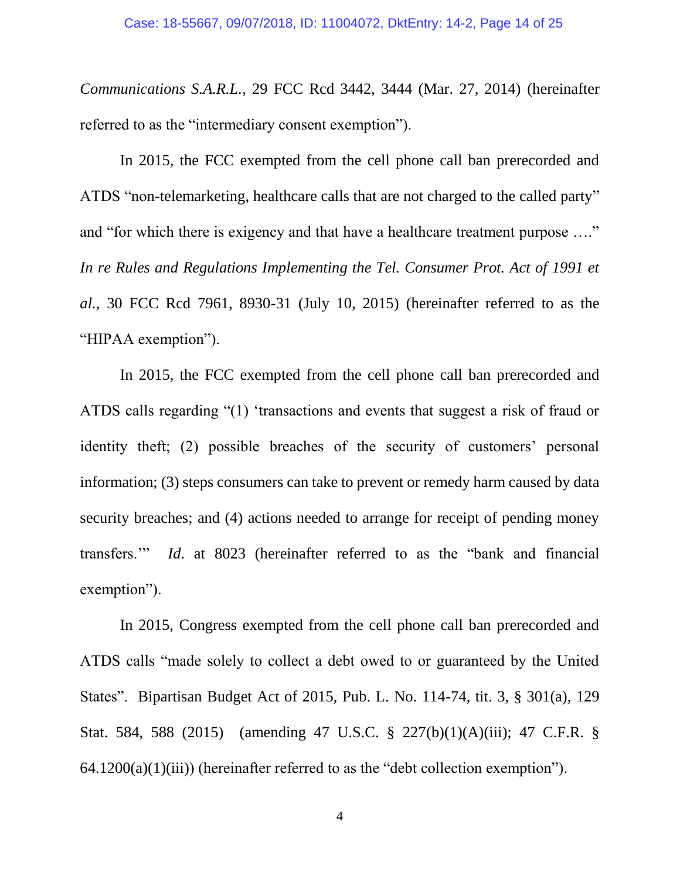*Communications S.A.R.L.*, 29 FCC Rcd 3442, 3444 (Mar. 27, 2014) (hereinafter referred to as the "intermediary consent exemption").

In 2015, the FCC exempted from the cell phone call ban prerecorded and ATDS "non-telemarketing, healthcare calls that are not charged to the called party" and "for which there is exigency and that have a healthcare treatment purpose …." *In re Rules and Regulations Implementing the Tel. Consumer Prot. Act of 1991 et al.*, 30 FCC Rcd 7961, 8930-31 (July 10, 2015) (hereinafter referred to as the "HIPAA exemption").

In 2015, the FCC exempted from the cell phone call ban prerecorded and ATDS calls regarding "(1) 'transactions and events that suggest a risk of fraud or identity theft; (2) possible breaches of the security of customers' personal information; (3) steps consumers can take to prevent or remedy harm caused by data security breaches; and (4) actions needed to arrange for receipt of pending money transfers.'" *Id.* at 8023 (hereinafter referred to as the "bank and financial exemption").

In 2015, Congress exempted from the cell phone call ban prerecorded and ATDS calls "made solely to collect a debt owed to or guaranteed by the United States". Bipartisan Budget Act of 2015, Pub. L. No. 114-74, tit. 3, § 301(a), 129 Stat. 584, 588 (2015) (amending 47 U.S.C. § 227(b)(1)(A)(iii); 47 C.F.R. § 64.1200(a)(1)(iii)) (hereinafter referred to as the "debt collection exemption").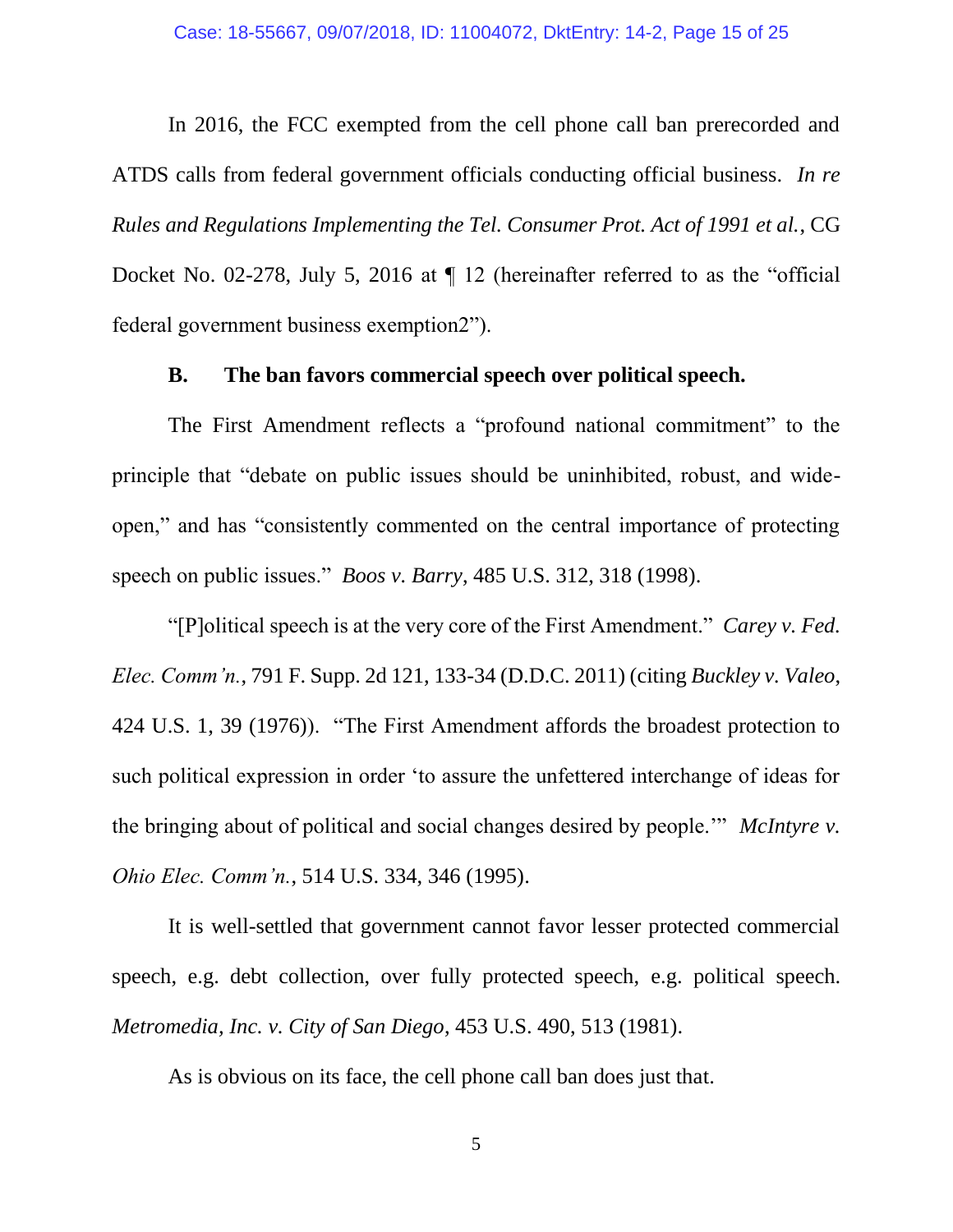In 2016, the FCC exempted from the cell phone call ban prerecorded and ATDS calls from federal government officials conducting official business. *In re Rules and Regulations Implementing the Tel. Consumer Prot. Act of 1991 et al.*, CG Docket No. 02-278, July 5, 2016 at ¶ 12 (hereinafter referred to as the "official federal government business exemption2").

**B. The ban favors commercial speech over political speech.**

The First Amendment reflects a "profound national commitment" to the principle that "debate on public issues should be uninhibited, robust, and wide-open," and has "consistently commented on the central importance of protecting speech on public issues." *Boos v. Barry*, 485 U.S. 312, 318 (1998).

"[P]olitical speech is at the very core of the First Amendment." *Carey v. Fed. Elec. Comm'n.*, 791 F. Supp. 2d 121, 133-34 (D.D.C. 2011) (citing *Buckley v. Valeo*, 424 U.S. 1, 39 (1976)). "The First Amendment affords the broadest protection to such political expression in order 'to assure the unfettered interchange of ideas for the bringing about of political and social changes desired by people.'" *McIntyre v. Ohio Elec. Comm'n.*, 514 U.S. 334, 346 (1995).

It is well-settled that government cannot favor lesser protected commercial speech, e.g. debt collection, over fully protected speech, e.g. political speech. *Metromedia, Inc. v. City of San Diego*, 453 U.S. 490, 513 (1981).

As is obvious on its face, the cell phone call ban does just that.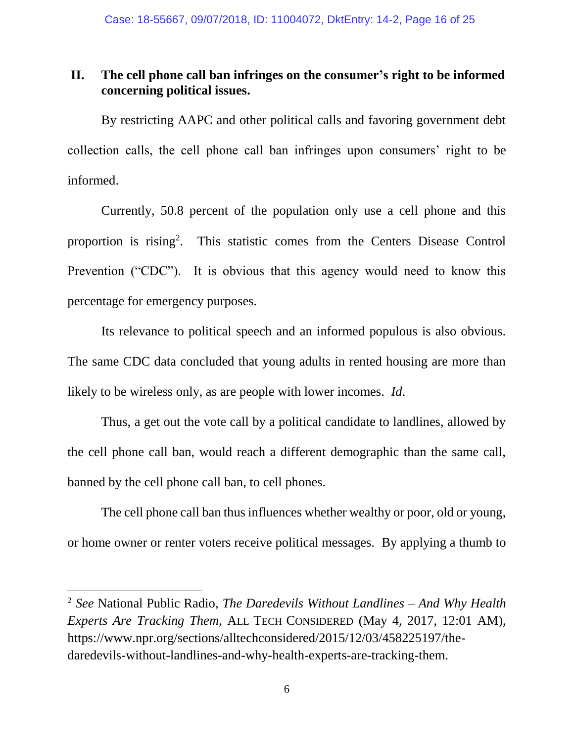## II. The cell phone call ban infringes on the consumer's right to be informed concerning political issues.

By restricting AAPC and other political calls and favoring government debt collection calls, the cell phone call ban infringes upon consumers' right to be informed.

Currently, 50.8 percent of the population only use a cell phone and this proportion is rising[2]. This statistic comes from the Centers Disease Control Prevention ("CDC"). It is obvious that this agency would need to know this percentage for emergency purposes.

Its relevance to political speech and an informed populous is also obvious. The same CDC data concluded that young adults in rented housing are more than likely to be wireless only, as are people with lower incomes. *Id*.

Thus, a get out the vote call by a political candidate to landlines, allowed by the cell phone call ban, would reach a different demographic than the same call, banned by the cell phone call ban, to cell phones.

The cell phone call ban thus influences whether wealthy or poor, old or young, or home owner or renter voters receive political messages. By applying a thumb to

---

[2] *See* National Public Radio, *The Daredevils Without Landlines – And Why Health Experts Are Tracking Them*, ALL TECH CONSIDERED (May 4, 2017, 12:01 AM), https://www.npr.org/sections/alltechconsidered/2015/12/03/458225197/the-daredevils-without-landlines-and-why-health-experts-are-tracking-them.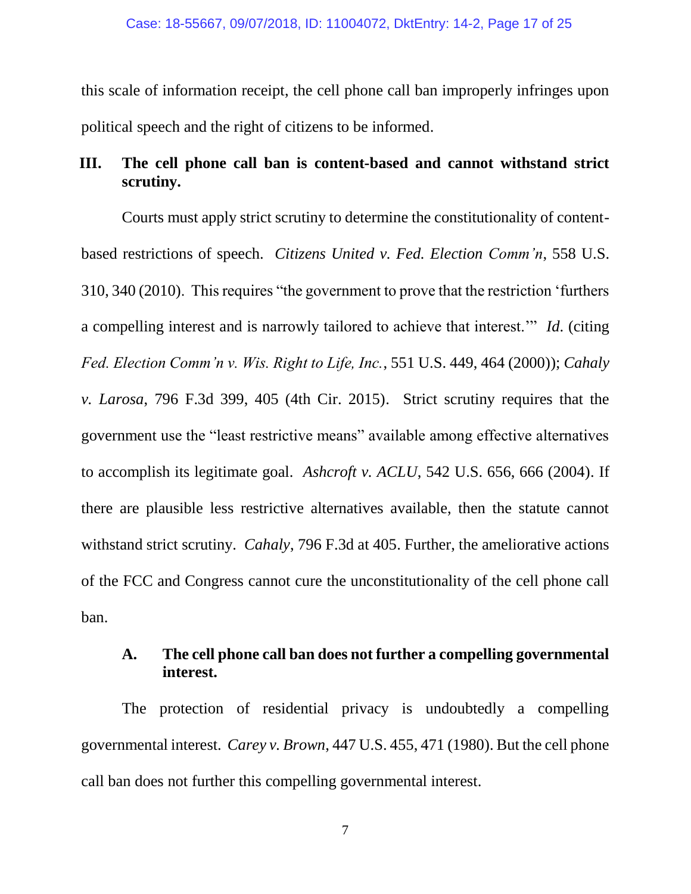this scale of information receipt, the cell phone call ban improperly infringes upon political speech and the right of citizens to be informed.

## III. The cell phone call ban is content-based and cannot withstand strict scrutiny.

Courts must apply strict scrutiny to determine the constitutionality of content-based restrictions of speech. *Citizens United v. Fed. Election Comm'n*, 558 U.S. 310, 340 (2010). This requires "the government to prove that the restriction 'furthers a compelling interest and is narrowly tailored to achieve that interest.'" *Id.* (citing *Fed. Election Comm'n v. Wis. Right to Life, Inc.*, 551 U.S. 449, 464 (2000)); *Cahaly v. Larosa*, 796 F.3d 399, 405 (4th Cir. 2015). Strict scrutiny requires that the government use the "least restrictive means" available among effective alternatives to accomplish its legitimate goal. *Ashcroft v. ACLU*, 542 U.S. 656, 666 (2004). If there are plausible less restrictive alternatives available, then the statute cannot withstand strict scrutiny. *Cahaly*, 796 F.3d at 405. Further, the ameliorative actions of the FCC and Congress cannot cure the unconstitutionality of the cell phone call ban.

### A. The cell phone call ban does not further a compelling governmental interest.

The protection of residential privacy is undoubtedly a compelling governmental interest. *Carey v. Brown*, 447 U.S. 455, 471 (1980). But the cell phone call ban does not further this compelling governmental interest.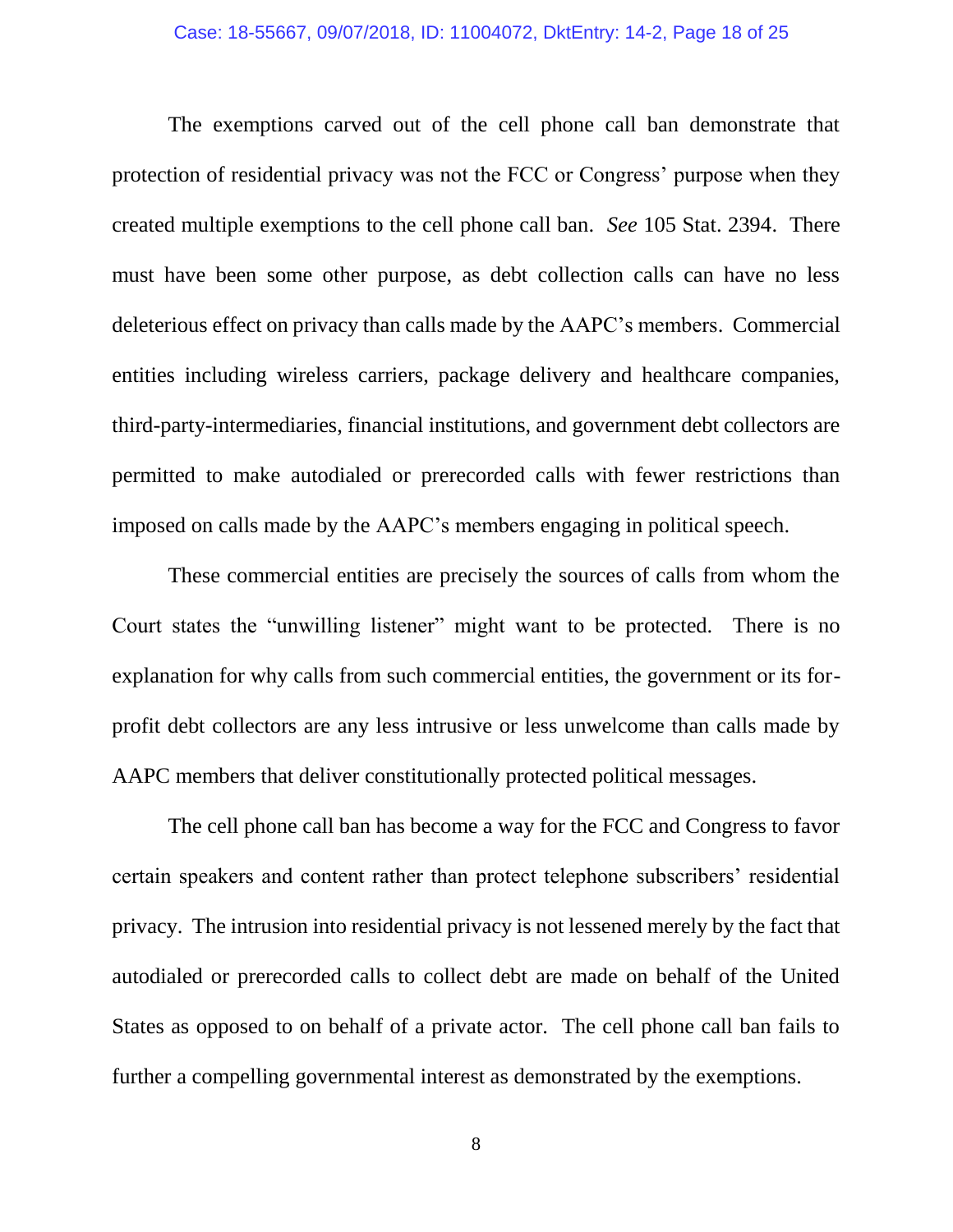The exemptions carved out of the cell phone call ban demonstrate that protection of residential privacy was not the FCC or Congress' purpose when they created multiple exemptions to the cell phone call ban. *See* 105 Stat. 2394. There must have been some other purpose, as debt collection calls can have no less deleterious effect on privacy than calls made by the AAPC's members. Commercial entities including wireless carriers, package delivery and healthcare companies, third-party-intermediaries, financial institutions, and government debt collectors are permitted to make autodialed or prerecorded calls with fewer restrictions than imposed on calls made by the AAPC's members engaging in political speech.

These commercial entities are precisely the sources of calls from whom the Court states the "unwilling listener" might want to be protected. There is no explanation for why calls from such commercial entities, the government or its for-profit debt collectors are any less intrusive or less unwelcome than calls made by AAPC members that deliver constitutionally protected political messages.

The cell phone call ban has become a way for the FCC and Congress to favor certain speakers and content rather than protect telephone subscribers' residential privacy. The intrusion into residential privacy is not lessened merely by the fact that autodialed or prerecorded calls to collect debt are made on behalf of the United States as opposed to on behalf of a private actor. The cell phone call ban fails to further a compelling governmental interest as demonstrated by the exemptions.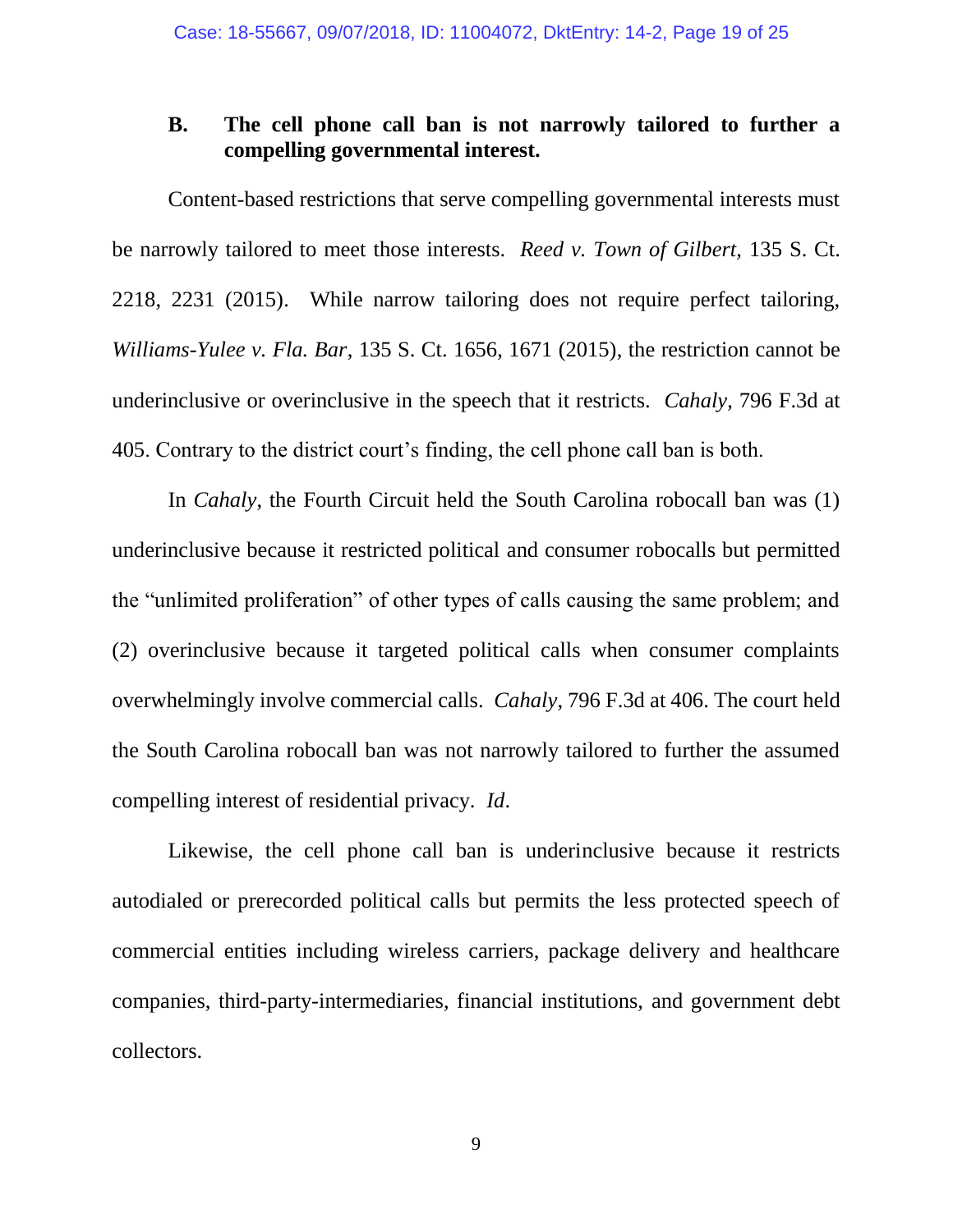### B. The cell phone call ban is not narrowly tailored to further a compelling governmental interest.

Content-based restrictions that serve compelling governmental interests must be narrowly tailored to meet those interests. *Reed v. Town of Gilbert*, 135 S. Ct. 2218, 2231 (2015). While narrow tailoring does not require perfect tailoring, *Williams-Yulee v. Fla. Bar*, 135 S. Ct. 1656, 1671 (2015), the restriction cannot be underinclusive or overinclusive in the speech that it restricts. *Cahaly*, 796 F.3d at 405. Contrary to the district court's finding, the cell phone call ban is both.

In *Cahaly*, the Fourth Circuit held the South Carolina robocall ban was (1) underinclusive because it restricted political and consumer robocalls but permitted the "unlimited proliferation" of other types of calls causing the same problem; and (2) overinclusive because it targeted political calls when consumer complaints overwhelmingly involve commercial calls. *Cahaly*, 796 F.3d at 406. The court held the South Carolina robocall ban was not narrowly tailored to further the assumed compelling interest of residential privacy. *Id*.

Likewise, the cell phone call ban is underinclusive because it restricts autodialed or prerecorded political calls but permits the less protected speech of commercial entities including wireless carriers, package delivery and healthcare companies, third-party-intermediaries, financial institutions, and government debt collectors.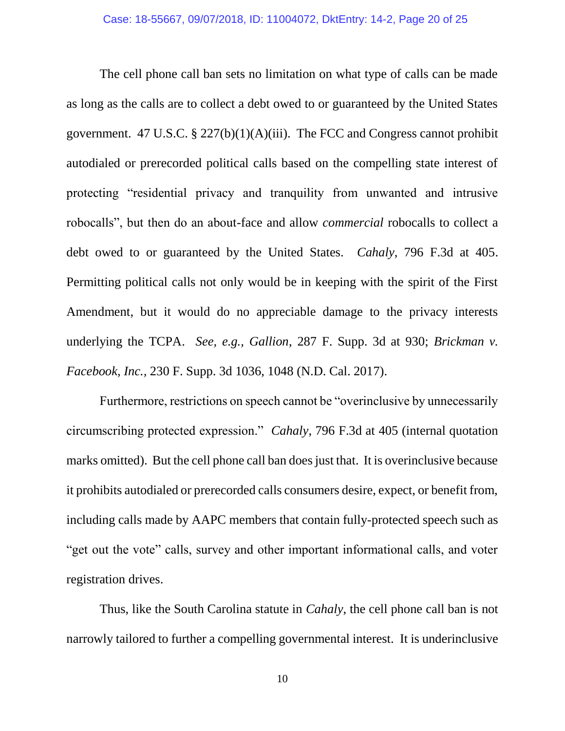The cell phone call ban sets no limitation on what type of calls can be made as long as the calls are to collect a debt owed to or guaranteed by the United States government. 47 U.S.C. § 227(b)(1)(A)(iii). The FCC and Congress cannot prohibit autodialed or prerecorded political calls based on the compelling state interest of protecting "residential privacy and tranquility from unwanted and intrusive robocalls", but then do an about-face and allow *commercial* robocalls to collect a debt owed to or guaranteed by the United States. *Cahaly*, 796 F.3d at 405. Permitting political calls not only would be in keeping with the spirit of the First Amendment, but it would do no appreciable damage to the privacy interests underlying the TCPA. *See, e.g., Gallion*, 287 F. Supp. 3d at 930; *Brickman v. Facebook, Inc.*, 230 F. Supp. 3d 1036, 1048 (N.D. Cal. 2017).

Furthermore, restrictions on speech cannot be "overinclusive by unnecessarily circumscribing protected expression." *Cahaly*, 796 F.3d at 405 (internal quotation marks omitted). But the cell phone call ban does just that. It is overinclusive because it prohibits autodialed or prerecorded calls consumers desire, expect, or benefit from, including calls made by AAPC members that contain fully-protected speech such as "get out the vote" calls, survey and other important informational calls, and voter registration drives.

Thus, like the South Carolina statute in *Cahaly*, the cell phone call ban is not narrowly tailored to further a compelling governmental interest. It is underinclusive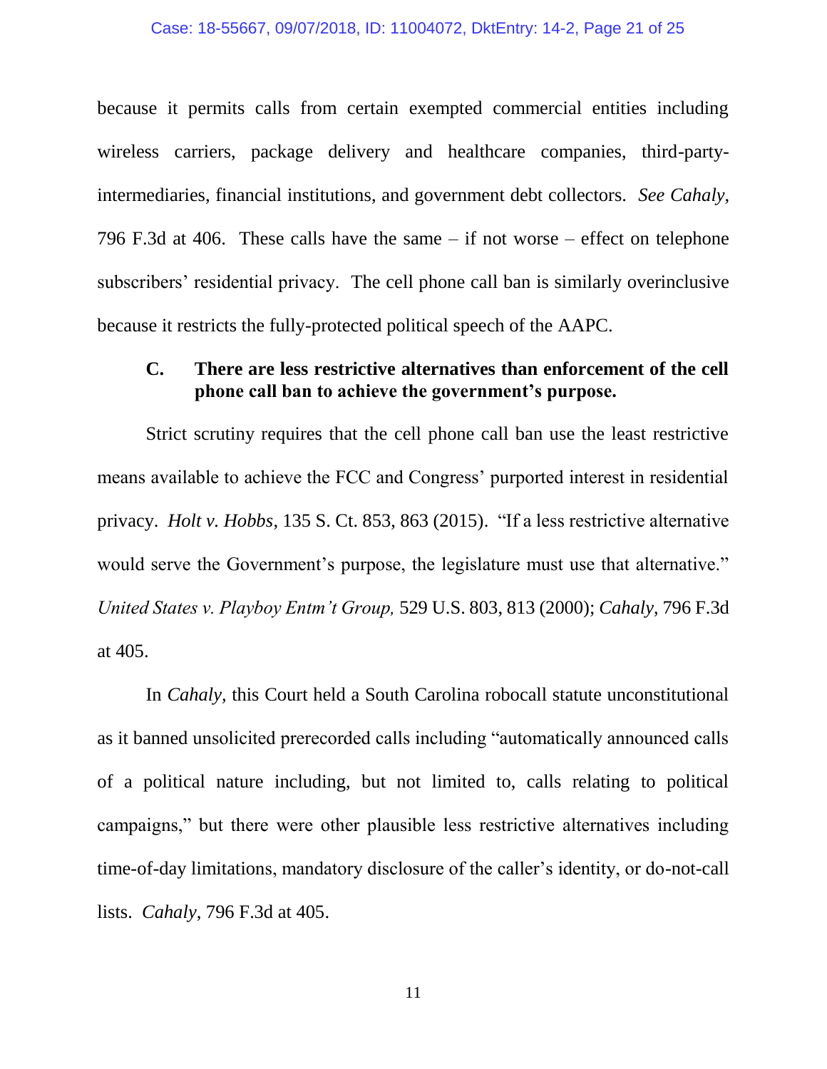because it permits calls from certain exempted commercial entities including wireless carriers, package delivery and healthcare companies, third-party-intermediaries, financial institutions, and government debt collectors. *See Cahaly*, 796 F.3d at 406. These calls have the same – if not worse – effect on telephone subscribers' residential privacy. The cell phone call ban is similarly overinclusive because it restricts the fully-protected political speech of the AAPC.

### C. There are less restrictive alternatives than enforcement of the cell phone call ban to achieve the government's purpose.

Strict scrutiny requires that the cell phone call ban use the least restrictive means available to achieve the FCC and Congress' purported interest in residential privacy. *Holt v. Hobbs*, 135 S. Ct. 853, 863 (2015). "If a less restrictive alternative would serve the Government's purpose, the legislature must use that alternative." *United States v. Playboy Entm't Group,* 529 U.S. 803, 813 (2000); *Cahaly*, 796 F.3d at 405.

In *Cahaly*, this Court held a South Carolina robocall statute unconstitutional as it banned unsolicited prerecorded calls including "automatically announced calls of a political nature including, but not limited to, calls relating to political campaigns," but there were other plausible less restrictive alternatives including time-of-day limitations, mandatory disclosure of the caller's identity, or do-not-call lists. *Cahaly*, 796 F.3d at 405.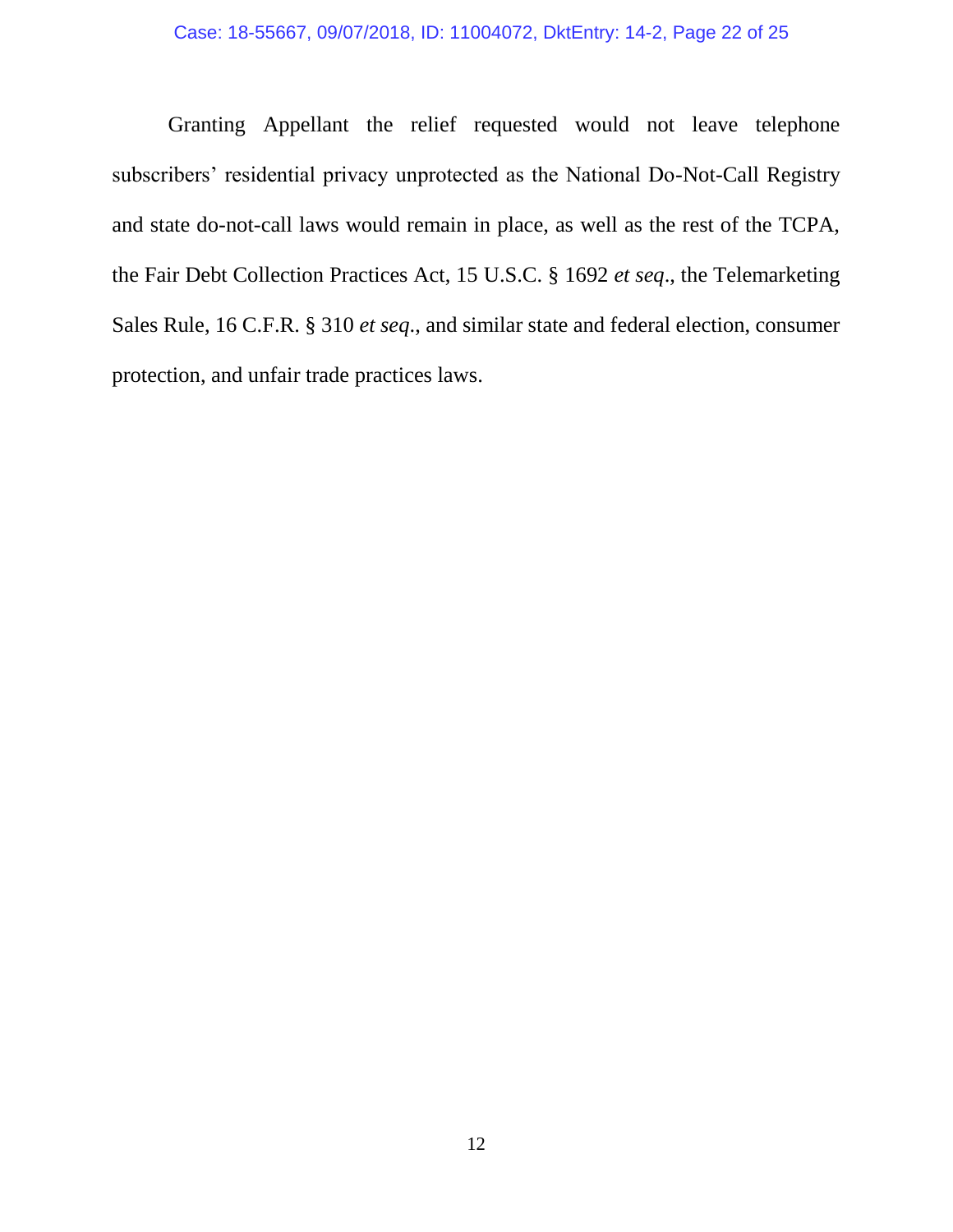Granting Appellant the relief requested would not leave telephone subscribers' residential privacy unprotected as the National Do-Not-Call Registry and state do-not-call laws would remain in place, as well as the rest of the TCPA, the Fair Debt Collection Practices Act, 15 U.S.C. § 1692 *et seq*., the Telemarketing Sales Rule, 16 C.F.R. § 310 *et seq*., and similar state and federal election, consumer protection, and unfair trade practices laws.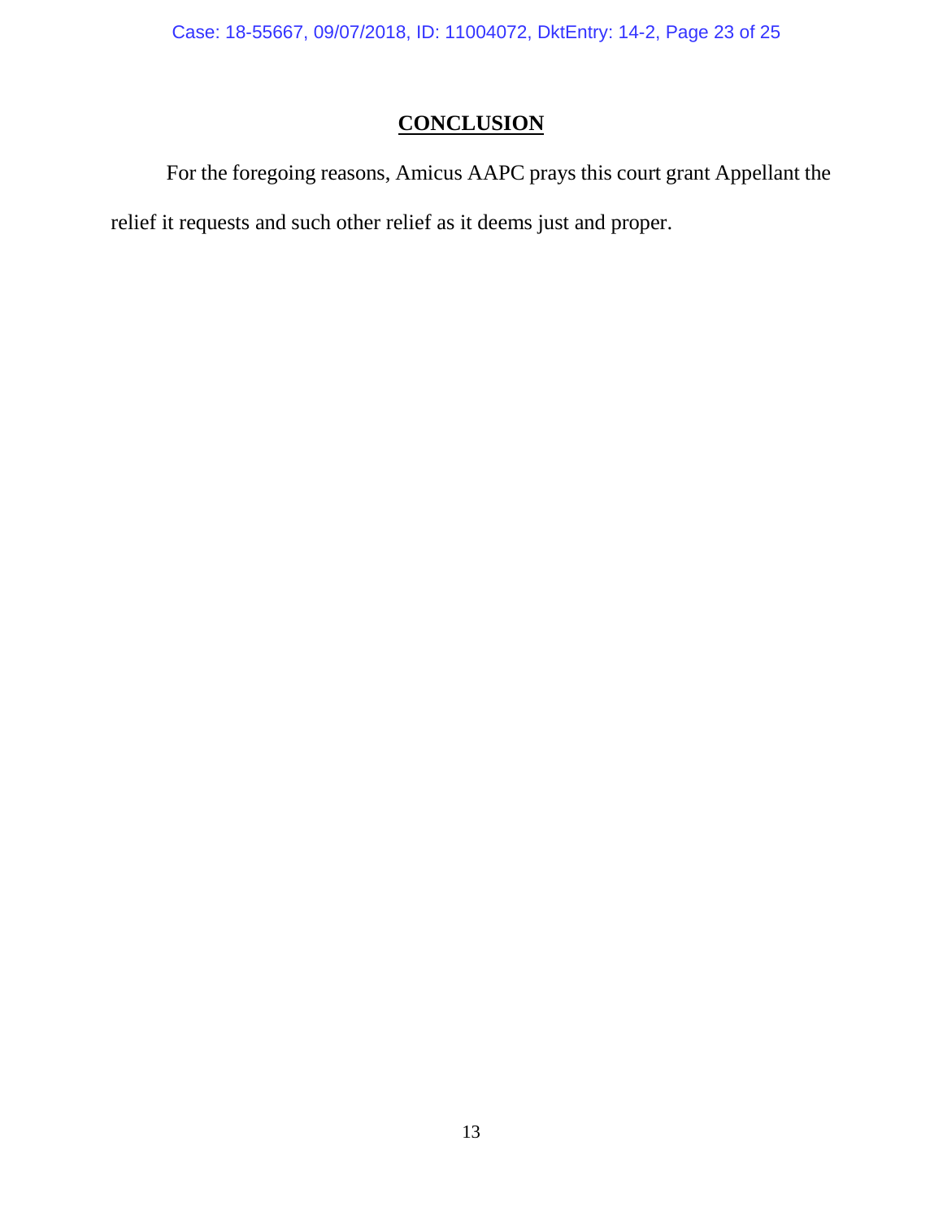## CONCLUSION

For the foregoing reasons, Amicus AAPC prays this court grant Appellant the relief it requests and such other relief as it deems just and proper.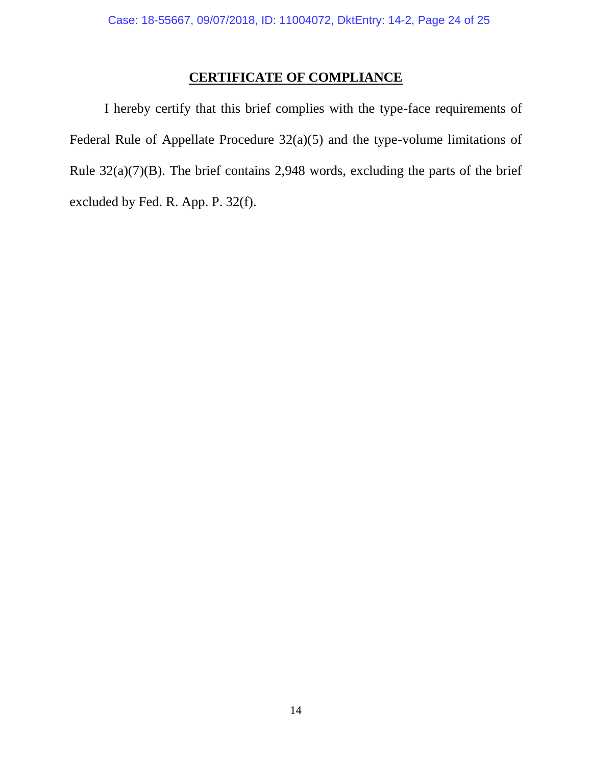# CERTIFICATE OF COMPLIANCE

I hereby certify that this brief complies with the type-face requirements of Federal Rule of Appellate Procedure 32(a)(5) and the type-volume limitations of Rule 32(a)(7)(B). The brief contains 2,948 words, excluding the parts of the brief excluded by Fed. R. App. P. 32(f).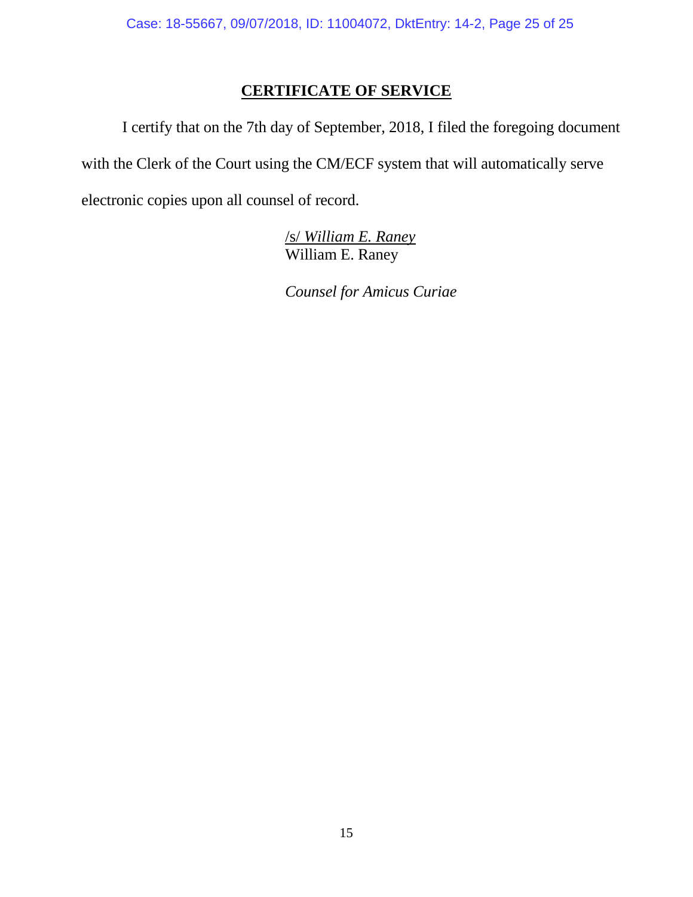## CERTIFICATE OF SERVICE

I certify that on the 7th day of September, 2018, I filed the foregoing document with the Clerk of the Court using the CM/ECF system that will automatically serve electronic copies upon all counsel of record.

/s/ *William E. Raney*
William E. Raney

*Counsel for Amicus Curiae*